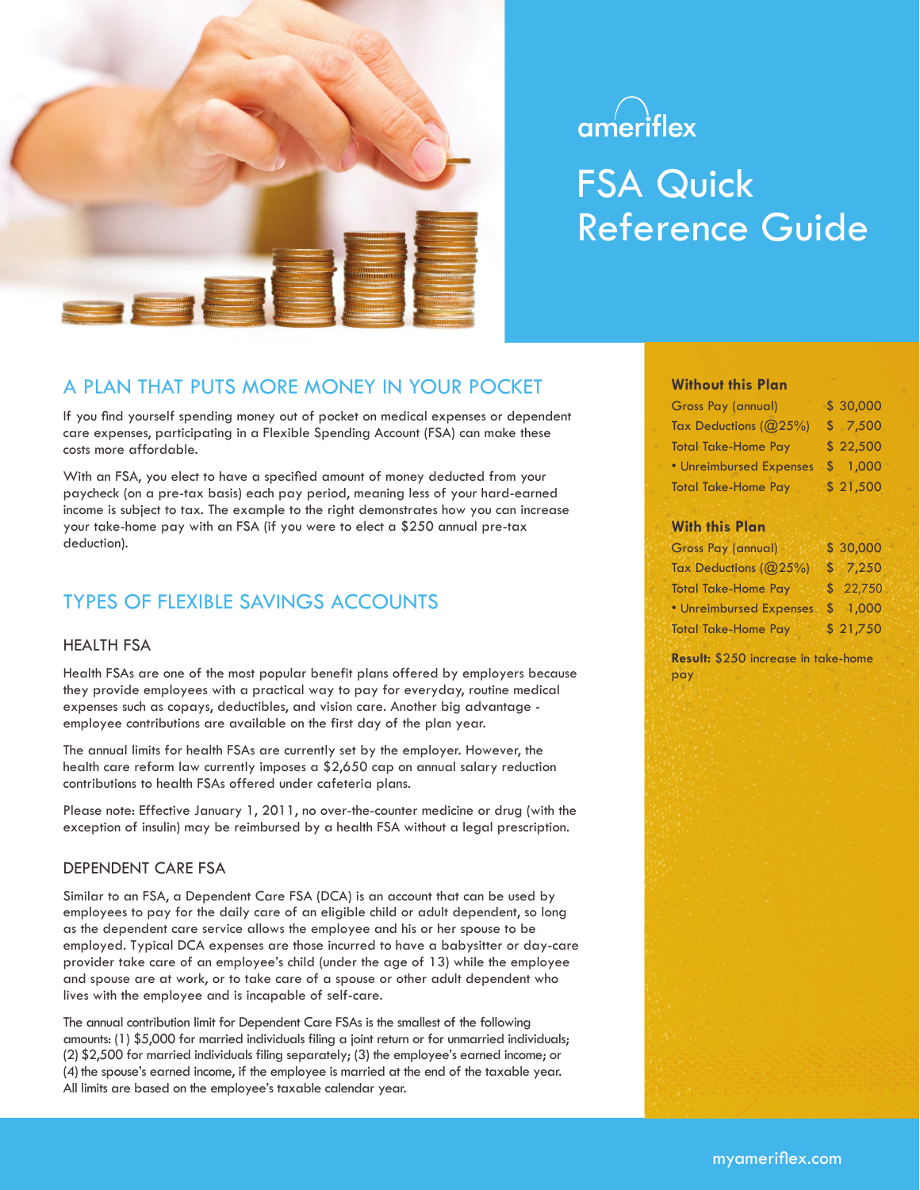ameriflex

# FSA Quick Reference Guide

## A PLAN THAT PUTS MORE MONEY IN YOUR POCKET

If you find yourself spending money out of pocket on medical expenses or dependent care expenses, participating in a Flexible Spending Account (FSA) can make these costs more affordable.

With an FSA, you elect to have a specified amount of money deducted from your paycheck (on a pre-tax basis) each pay period, meaning less of your hard-earned income is subject to tax. The example to the right demonstrates how you can increase your take-home pay with an FSA (if you were to elect a $250 annual pre-tax deduction).

**Without this Plan**

| | |
|---|---|
| Gross Pay (annual) | $ 30,000 |
| Tax Deductions (@25%) | $ 7,500 |
| Total Take-Home Pay | $ 22,500 |
| • Unreimbursed Expenses | $ 1,000 |
| Total Take-Home Pay | $ 21,500 |

**With this Plan**

| | |
|---|---|
| Gross Pay (annual) | $ 30,000 |
| Tax Deductions (@25%) | $ 7,250 |
| Total Take-Home Pay | $ 22,750 |
| • Unreimbursed Expenses | $ 1,000 |
| Total Take-Home Pay | $ 21,750 |

**Result:** $250 increase in take-home pay

## TYPES OF FLEXIBLE SAVINGS ACCOUNTS

### HEALTH FSA

Health FSAs are one of the most popular benefit plans offered by employers because they provide employees with a practical way to pay for everyday, routine medical expenses such as copays, deductibles, and vision care. Another big advantage - employee contributions are available on the first day of the plan year.

The annual limits for health FSAs are currently set by the employer. However, the health care reform law currently imposes a $2,650 cap on annual salary reduction contributions to health FSAs offered under cafeteria plans.

Please note: Effective January 1, 2011, no over-the-counter medicine or drug (with the exception of insulin) may be reimbursed by a health FSA without a legal prescription.

### DEPENDENT CARE FSA

Similar to an FSA, a Dependent Care FSA (DCA) is an account that can be used by employees to pay for the daily care of an eligible child or adult dependent, so long as the dependent care service allows the employee and his or her spouse to be employed. Typical DCA expenses are those incurred to have a babysitter or day-care provider take care of an employee's child (under the age of 13) while the employee and spouse are at work, or to take care of a spouse or other adult dependent who lives with the employee and is incapable of self-care.

The annual contribution limit for Dependent Care FSAs is the smallest of the following amounts: (1) $5,000 for married individuals filing a joint return or for unmarried individuals; (2) $2,500 for married individuals filing separately; (3) the employee's earned income; or (4) the spouse's earned income, if the employee is married at the end of the taxable year. All limits are based on the employee's taxable calendar year.

myameriflex.com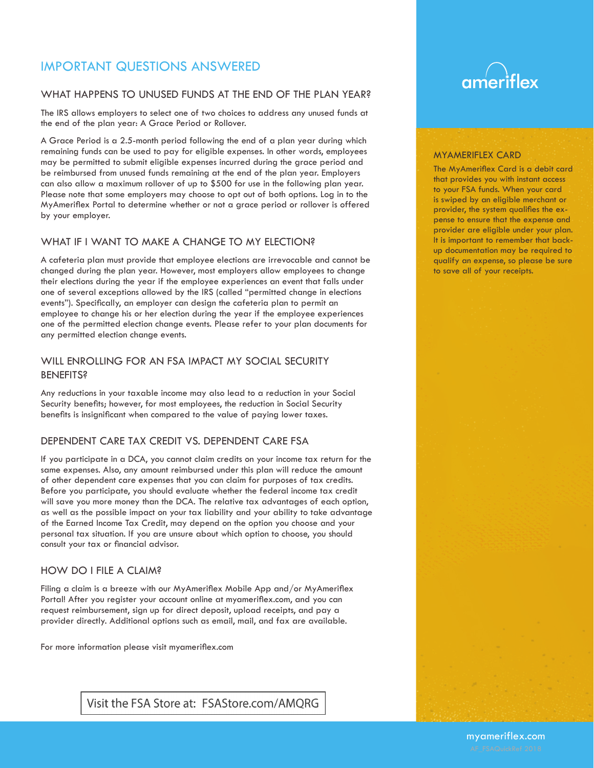## IMPORTANT QUESTIONS ANSWERED

### WHAT HAPPENS TO UNUSED FUNDS AT THE END OF THE PLAN YEAR?

The IRS allows employers to select one of two choices to address any unused funds at the end of the plan year: A Grace Period or Rollover.

A Grace Period is a 2.5-month period following the end of a plan year during which remaining funds can be used to pay for eligible expenses. In other words, employees may be permitted to submit eligible expenses incurred during the grace period and be reimbursed from unused funds remaining at the end of the plan year. Employers can also allow a maximum rollover of up to $500 for use in the following plan year. Please note that some employers may choose to opt out of both options. Log in to the MyAmeriflex Portal to determine whether or not a grace period or rollover is offered by your employer.

### WHAT IF I WANT TO MAKE A CHANGE TO MY ELECTION?

A cafeteria plan must provide that employee elections are irrevocable and cannot be changed during the plan year. However, most employers allow employees to change their elections during the year if the employee experiences an event that falls under one of several exceptions allowed by the IRS (called "permitted change in elections events"). Specifically, an employer can design the cafeteria plan to permit an employee to change his or her election during the year if the employee experiences one of the permitted election change events. Please refer to your plan documents for any permitted election change events.

### WILL ENROLLING FOR AN FSA IMPACT MY SOCIAL SECURITY BENEFITS?

Any reductions in your taxable income may also lead to a reduction in your Social Security benefits; however, for most employees, the reduction in Social Security benefits is insignificant when compared to the value of paying lower taxes.

### DEPENDENT CARE TAX CREDIT VS. DEPENDENT CARE FSA

If you participate in a DCA, you cannot claim credits on your income tax return for the same expenses. Also, any amount reimbursed under this plan will reduce the amount of other dependent care expenses that you can claim for purposes of tax credits. Before you participate, you should evaluate whether the federal income tax credit will save you more money than the DCA. The relative tax advantages of each option, as well as the possible impact on your tax liability and your ability to take advantage of the Earned Income Tax Credit, may depend on the option you choose and your personal tax situation. If you are unsure about which option to choose, you should consult your tax or financial advisor.

### HOW DO I FILE A CLAIM?

Filing a claim is a breeze with our MyAmeriflex Mobile App and/or MyAmeriflex Portal! After you register your account online at myameriflex.com, and you can request reimbursement, sign up for direct deposit, upload receipts, and pay a provider directly. Additional options such as email, mail, and fax are available.

For more information please visit myameriflex.com

Visit the FSA Store at: FSAStore.com/AMQRG

ameriflex

### MYAMERIFLEX CARD

The MyAmeriflex Card is a debit card that provides you with instant access to your FSA funds. When your card is swiped by an eligible merchant or provider, the system qualifies the expense to ensure that the expense and provider are eligible under your plan. It is important to remember that backup documentation may be required to qualify an expense, so please be sure to save all of your receipts.

myameriflex.com

AF_FSAQuickRef 2018